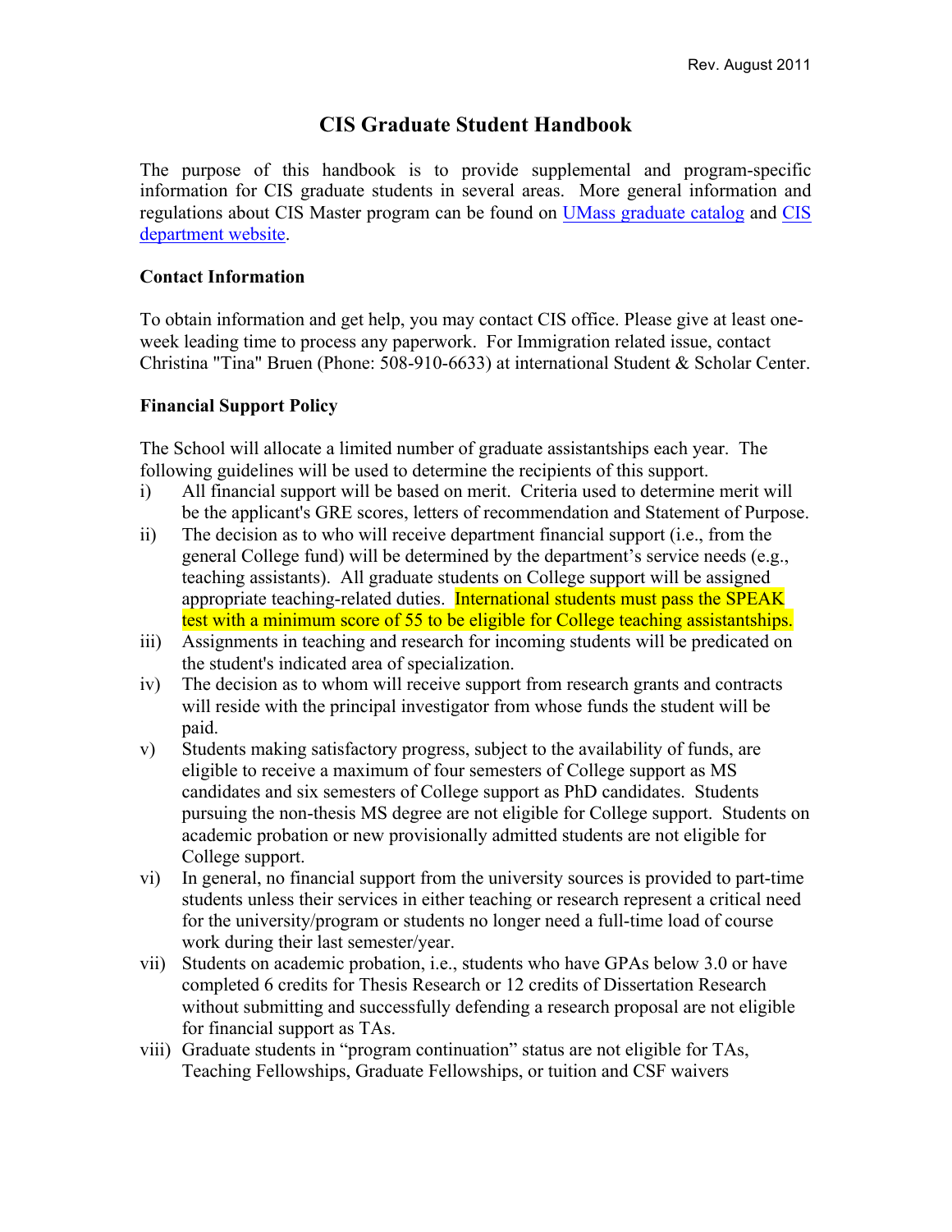Rev. August 2011

# CIS Graduate Student Handbook

The purpose of this handbook is to provide supplemental and program-specific information for CIS graduate students in several areas. More general information and regulations about CIS Master program can be found on UMass graduate catalog and CIS department website.

### Contact Information

To obtain information and get help, you may contact CIS office. Please give at least one-week leading time to process any paperwork. For Immigration related issue, contact Christina "Tina" Bruen (Phone: 508-910-6633) at international Student & Scholar Center.

### Financial Support Policy

The School will allocate a limited number of graduate assistantships each year. The following guidelines will be used to determine the recipients of this support.

i) All financial support will be based on merit. Criteria used to determine merit will be the applicant's GRE scores, letters of recommendation and Statement of Purpose.

ii) The decision as to who will receive department financial support (i.e., from the general College fund) will be determined by the department's service needs (e.g., teaching assistants). All graduate students on College support will be assigned appropriate teaching-related duties. International students must pass the SPEAK test with a minimum score of 55 to be eligible for College teaching assistantships.

iii) Assignments in teaching and research for incoming students will be predicated on the student's indicated area of specialization.

iv) The decision as to whom will receive support from research grants and contracts will reside with the principal investigator from whose funds the student will be paid.

v) Students making satisfactory progress, subject to the availability of funds, are eligible to receive a maximum of four semesters of College support as MS candidates and six semesters of College support as PhD candidates. Students pursuing the non-thesis MS degree are not eligible for College support. Students on academic probation or new provisionally admitted students are not eligible for College support.

vi) In general, no financial support from the university sources is provided to part-time students unless their services in either teaching or research represent a critical need for the university/program or students no longer need a full-time load of course work during their last semester/year.

vii) Students on academic probation, i.e., students who have GPAs below 3.0 or have completed 6 credits for Thesis Research or 12 credits of Dissertation Research without submitting and successfully defending a research proposal are not eligible for financial support as TAs.

viii) Graduate students in "program continuation" status are not eligible for TAs, Teaching Fellowships, Graduate Fellowships, or tuition and CSF waivers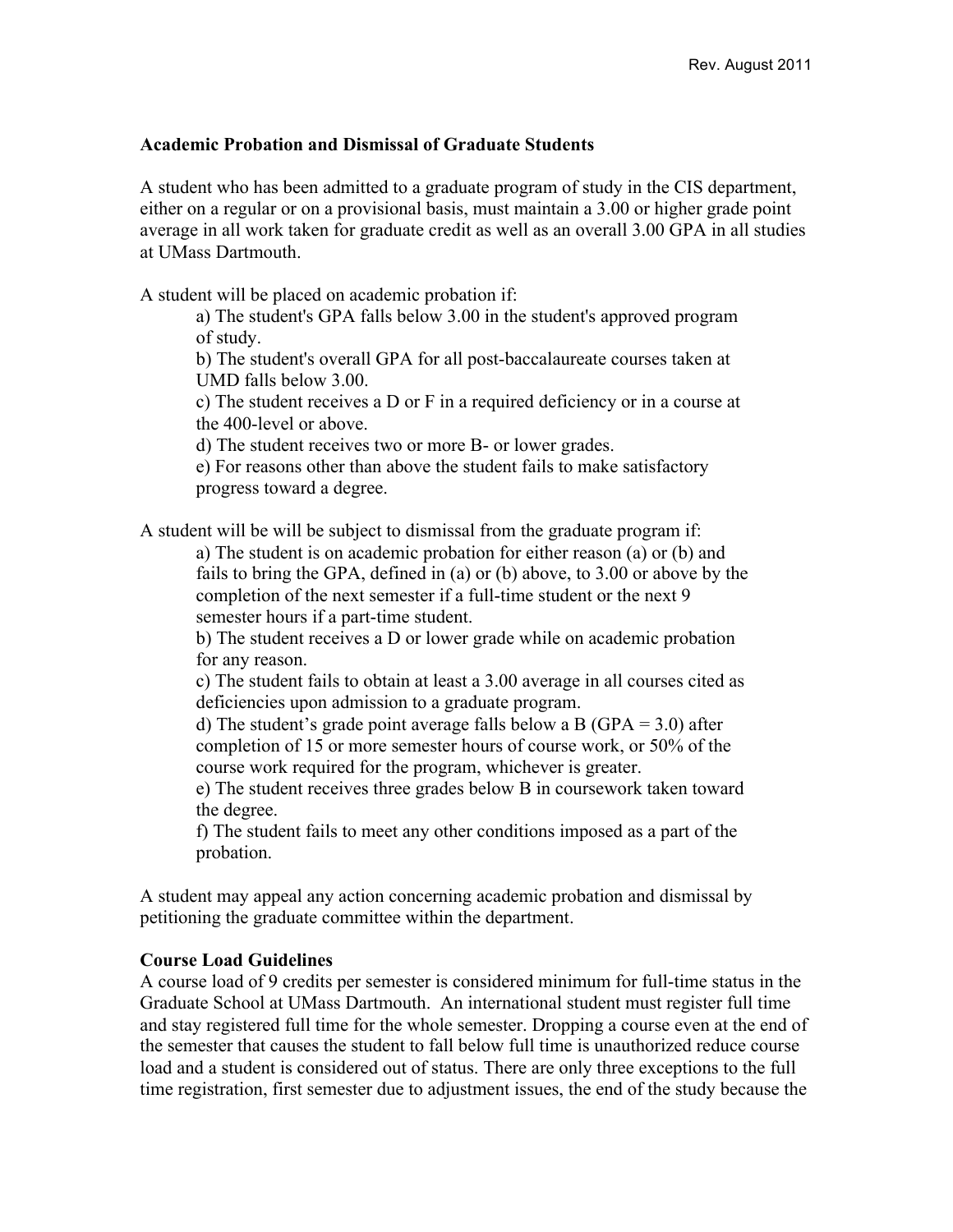## Academic Probation and Dismissal of Graduate Students

A student who has been admitted to a graduate program of study in the CIS department, either on a regular or on a provisional basis, must maintain a 3.00 or higher grade point average in all work taken for graduate credit as well as an overall 3.00 GPA in all studies at UMass Dartmouth.

A student will be placed on academic probation if:

a) The student's GPA falls below 3.00 in the student's approved program of study.
b) The student's overall GPA for all post-baccalaureate courses taken at UMD falls below 3.00.
c) The student receives a D or F in a required deficiency or in a course at the 400-level or above.
d) The student receives two or more B- or lower grades.
e) For reasons other than above the student fails to make satisfactory progress toward a degree.

A student will be will be subject to dismissal from the graduate program if:

a) The student is on academic probation for either reason (a) or (b) and fails to bring the GPA, defined in (a) or (b) above, to 3.00 or above by the completion of the next semester if a full-time student or the next 9 semester hours if a part-time student.
b) The student receives a D or lower grade while on academic probation for any reason.
c) The student fails to obtain at least a 3.00 average in all courses cited as deficiencies upon admission to a graduate program.
d) The student's grade point average falls below a B (GPA = 3.0) after completion of 15 or more semester hours of course work, or 50% of the course work required for the program, whichever is greater.
e) The student receives three grades below B in coursework taken toward the degree.
f) The student fails to meet any other conditions imposed as a part of the probation.

A student may appeal any action concerning academic probation and dismissal by petitioning the graduate committee within the department.

**Course Load Guidelines**

A course load of 9 credits per semester is considered minimum for full-time status in the Graduate School at UMass Dartmouth. An international student must register full time and stay registered full time for the whole semester. Dropping a course even at the end of the semester that causes the student to fall below full time is unauthorized reduce course load and a student is considered out of status. There are only three exceptions to the full time registration, first semester due to adjustment issues, the end of the study because the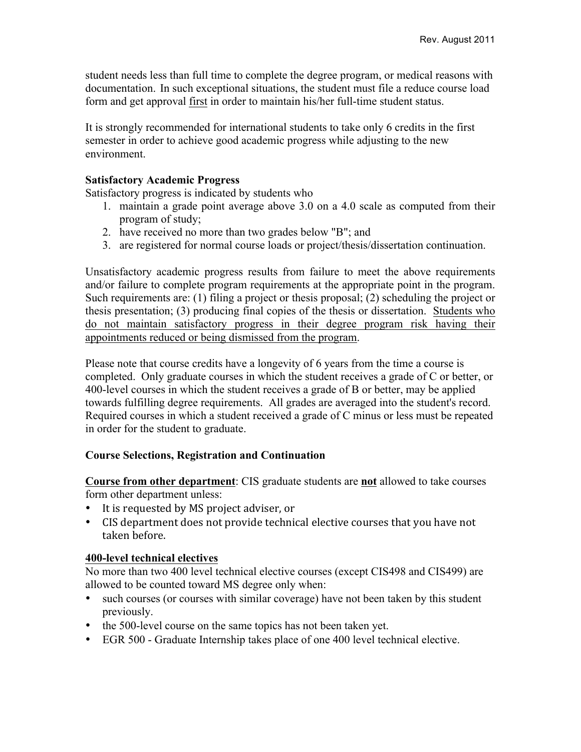student needs less than full time to complete the degree program, or medical reasons with documentation. In such exceptional situations, the student must file a reduce course load form and get approval <u>first</u> in order to maintain his/her full-time student status.

It is strongly recommended for international students to take only 6 credits in the first semester in order to achieve good academic progress while adjusting to the new environment.

**Satisfactory Academic Progress**

Satisfactory progress is indicated by students who

1. maintain a grade point average above 3.0 on a 4.0 scale as computed from their program of study;
2. have received no more than two grades below "B"; and
3. are registered for normal course loads or project/thesis/dissertation continuation.

Unsatisfactory academic progress results from failure to meet the above requirements and/or failure to complete program requirements at the appropriate point in the program. Such requirements are: (1) filing a project or thesis proposal; (2) scheduling the project or thesis presentation; (3) producing final copies of the thesis or dissertation. <u>Students who do not maintain satisfactory progress in their degree program risk having their appointments reduced or being dismissed from the program</u>.

Please note that course credits have a longevity of 6 years from the time a course is completed. Only graduate courses in which the student receives a grade of C or better, or 400-level courses in which the student receives a grade of B or better, may be applied towards fulfilling degree requirements. All grades are averaged into the student's record. Required courses in which a student received a grade of C minus or less must be repeated in order for the student to graduate.

**Course Selections, Registration and Continuation**

**<u>Course from other department</u>**: CIS graduate students are **<u>not</u>** allowed to take courses form other department unless:

- It is requested by MS project adviser, or
- CIS department does not provide technical elective courses that you have not taken before.

**<u>400-level technical electives</u>**

No more than two 400 level technical elective courses (except CIS498 and CIS499) are allowed to be counted toward MS degree only when:

- such courses (or courses with similar coverage) have not been taken by this student previously.
- the 500-level course on the same topics has not been taken yet.
- EGR 500 - Graduate Internship takes place of one 400 level technical elective.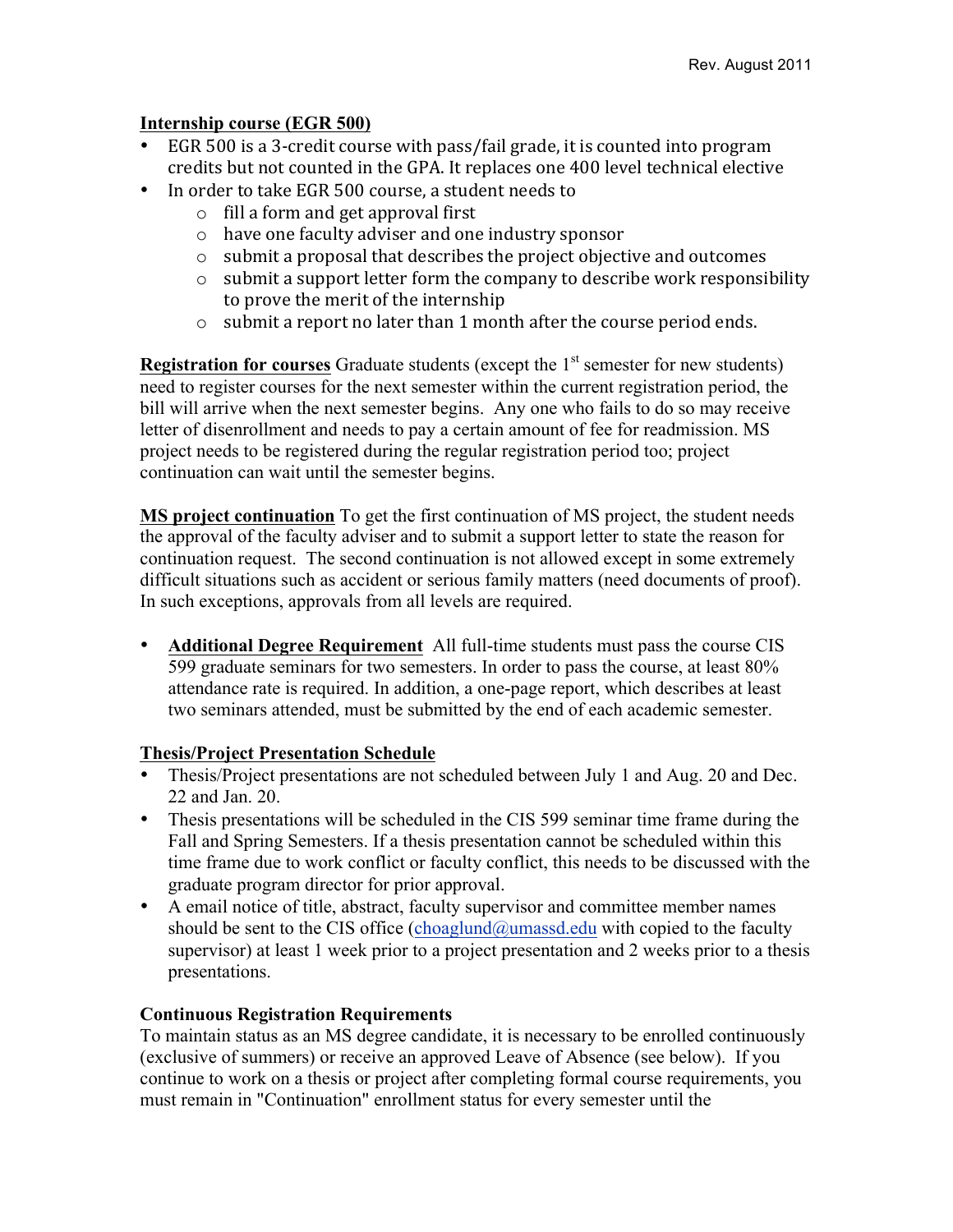**Internship course (EGR 500)**

- EGR 500 is a 3-credit course with pass/fail grade, it is counted into program credits but not counted in the GPA. It replaces one 400 level technical elective
- In order to take EGR 500 course, a student needs to
  - fill a form and get approval first
  - have one faculty adviser and one industry sponsor
  - submit a proposal that describes the project objective and outcomes
  - submit a support letter form the company to describe work responsibility to prove the merit of the internship
  - submit a report no later than 1 month after the course period ends.

**Registration for courses** Graduate students (except the 1st semester for new students) need to register courses for the next semester within the current registration period, the bill will arrive when the next semester begins. Any one who fails to do so may receive letter of disenrollment and needs to pay a certain amount of fee for readmission. MS project needs to be registered during the regular registration period too; project continuation can wait until the semester begins.

**MS project continuation** To get the first continuation of MS project, the student needs the approval of the faculty adviser and to submit a support letter to state the reason for continuation request. The second continuation is not allowed except in some extremely difficult situations such as accident or serious family matters (need documents of proof). In such exceptions, approvals from all levels are required.

- **Additional Degree Requirement** All full-time students must pass the course CIS 599 graduate seminars for two semesters. In order to pass the course, at least 80% attendance rate is required. In addition, a one-page report, which describes at least two seminars attended, must be submitted by the end of each academic semester.

**Thesis/Project Presentation Schedule**

- Thesis/Project presentations are not scheduled between July 1 and Aug. 20 and Dec. 22 and Jan. 20.
- Thesis presentations will be scheduled in the CIS 599 seminar time frame during the Fall and Spring Semesters. If a thesis presentation cannot be scheduled within this time frame due to work conflict or faculty conflict, this needs to be discussed with the graduate program director for prior approval.
- A email notice of title, abstract, faculty supervisor and committee member names should be sent to the CIS office (choaglund@umassd.edu with copied to the faculty supervisor) at least 1 week prior to a project presentation and 2 weeks prior to a thesis presentations.

**Continuous Registration Requirements**

To maintain status as an MS degree candidate, it is necessary to be enrolled continuously (exclusive of summers) or receive an approved Leave of Absence (see below). If you continue to work on a thesis or project after completing formal course requirements, you must remain in "Continuation" enrollment status for every semester until the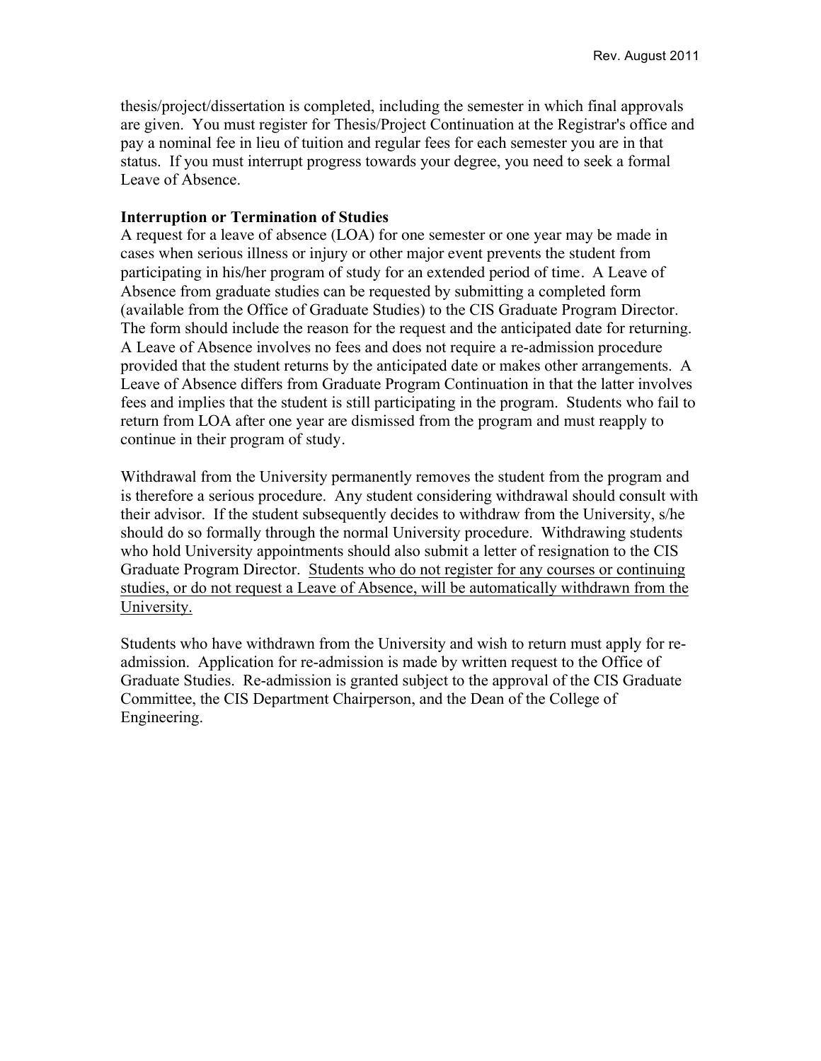thesis/project/dissertation is completed, including the semester in which final approvals are given. You must register for Thesis/Project Continuation at the Registrar's office and pay a nominal fee in lieu of tuition and regular fees for each semester you are in that status. If you must interrupt progress towards your degree, you need to seek a formal Leave of Absence.

**Interruption or Termination of Studies**

A request for a leave of absence (LOA) for one semester or one year may be made in cases when serious illness or injury or other major event prevents the student from participating in his/her program of study for an extended period of time. A Leave of Absence from graduate studies can be requested by submitting a completed form (available from the Office of Graduate Studies) to the CIS Graduate Program Director. The form should include the reason for the request and the anticipated date for returning. A Leave of Absence involves no fees and does not require a re-admission procedure provided that the student returns by the anticipated date or makes other arrangements. A Leave of Absence differs from Graduate Program Continuation in that the latter involves fees and implies that the student is still participating in the program. Students who fail to return from LOA after one year are dismissed from the program and must reapply to continue in their program of study.

Withdrawal from the University permanently removes the student from the program and is therefore a serious procedure. Any student considering withdrawal should consult with their advisor. If the student subsequently decides to withdraw from the University, s/he should do so formally through the normal University procedure. Withdrawing students who hold University appointments should also submit a letter of resignation to the CIS Graduate Program Director. <u>Students who do not register for any courses or continuing studies, or do not request a Leave of Absence, will be automatically withdrawn from the University.</u>

Students who have withdrawn from the University and wish to return must apply for re-admission. Application for re-admission is made by written request to the Office of Graduate Studies. Re-admission is granted subject to the approval of the CIS Graduate Committee, the CIS Department Chairperson, and the Dean of the College of Engineering.